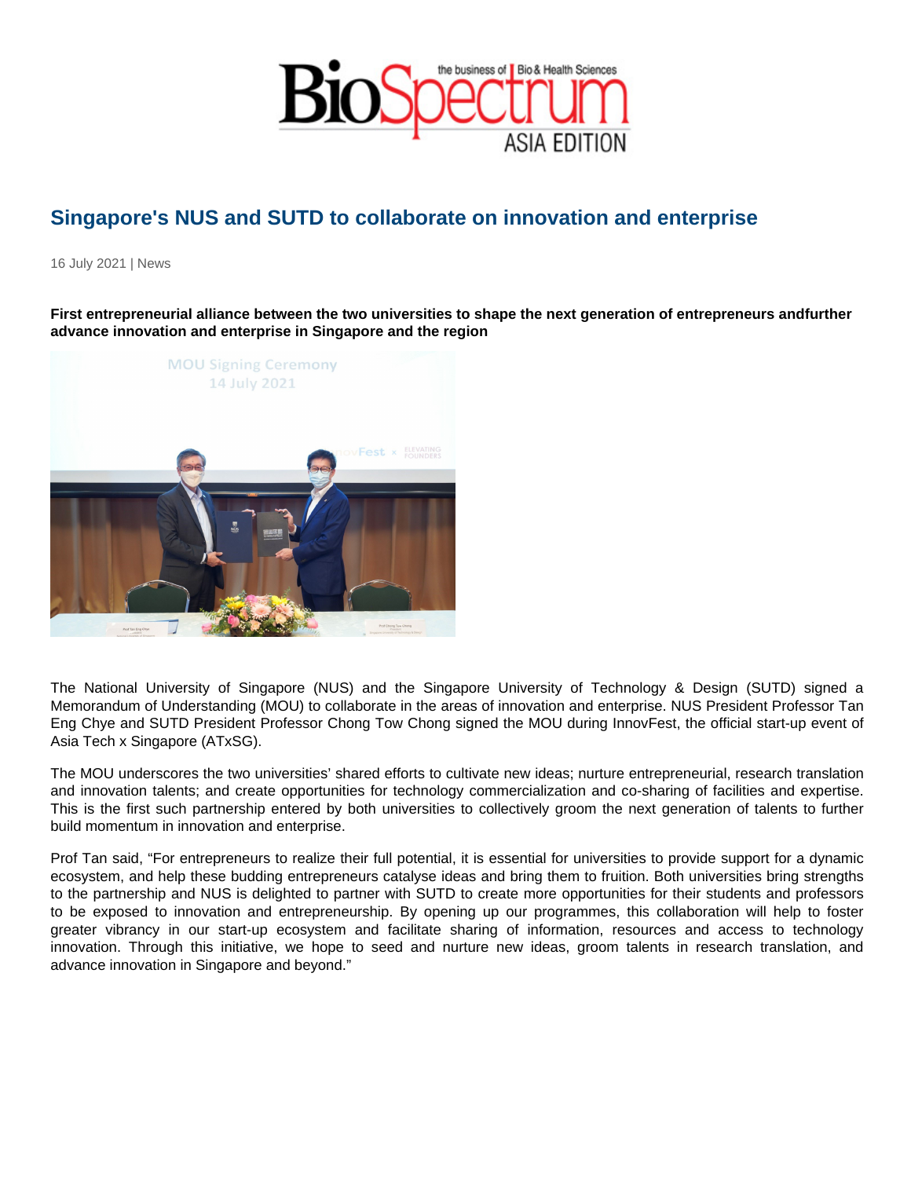# Singapore's NUS and SUTD to collaborate on innovation and enterprise

16 July 2021 | News

**First entrepreneurial alliance between the two universities to shape the next generation of entrepreneurs andfurther advance innovation and enterprise in Singapore and the region**

The National University of Singapore (NUS) and the Singapore University of Technology & Design (SUTD) signed a Memorandum of Understanding (MOU) to collaborate in the areas of innovation and enterprise. NUS President Professor Tan Eng Chye and SUTD President Professor Chong Tow Chong signed the MOU during InnovFest, the official start-up event of Asia Tech x Singapore (ATxSG).

The MOU underscores the two universities' shared efforts to cultivate new ideas; nurture entrepreneurial, research translation and innovation talents; and create opportunities for technology commercialization and co-sharing of facilities and expertise. This is the first such partnership entered by both universities to collectively groom the next generation of talents to further build momentum in innovation and enterprise.

Prof Tan said, "For entrepreneurs to realize their full potential, it is essential for universities to provide support for a dynamic ecosystem, and help these budding entrepreneurs catalyse ideas and bring them to fruition. Both universities bring strengths to the partnership and NUS is delighted to partner with SUTD to create more opportunities for their students and professors to be exposed to innovation and entrepreneurship. By opening up our programmes, this collaboration will help to foster greater vibrancy in our start-up ecosystem and facilitate sharing of information, resources and access to technology innovation. Through this initiative, we hope to seed and nurture new ideas, groom talents in research translation, and advance innovation in Singapore and beyond."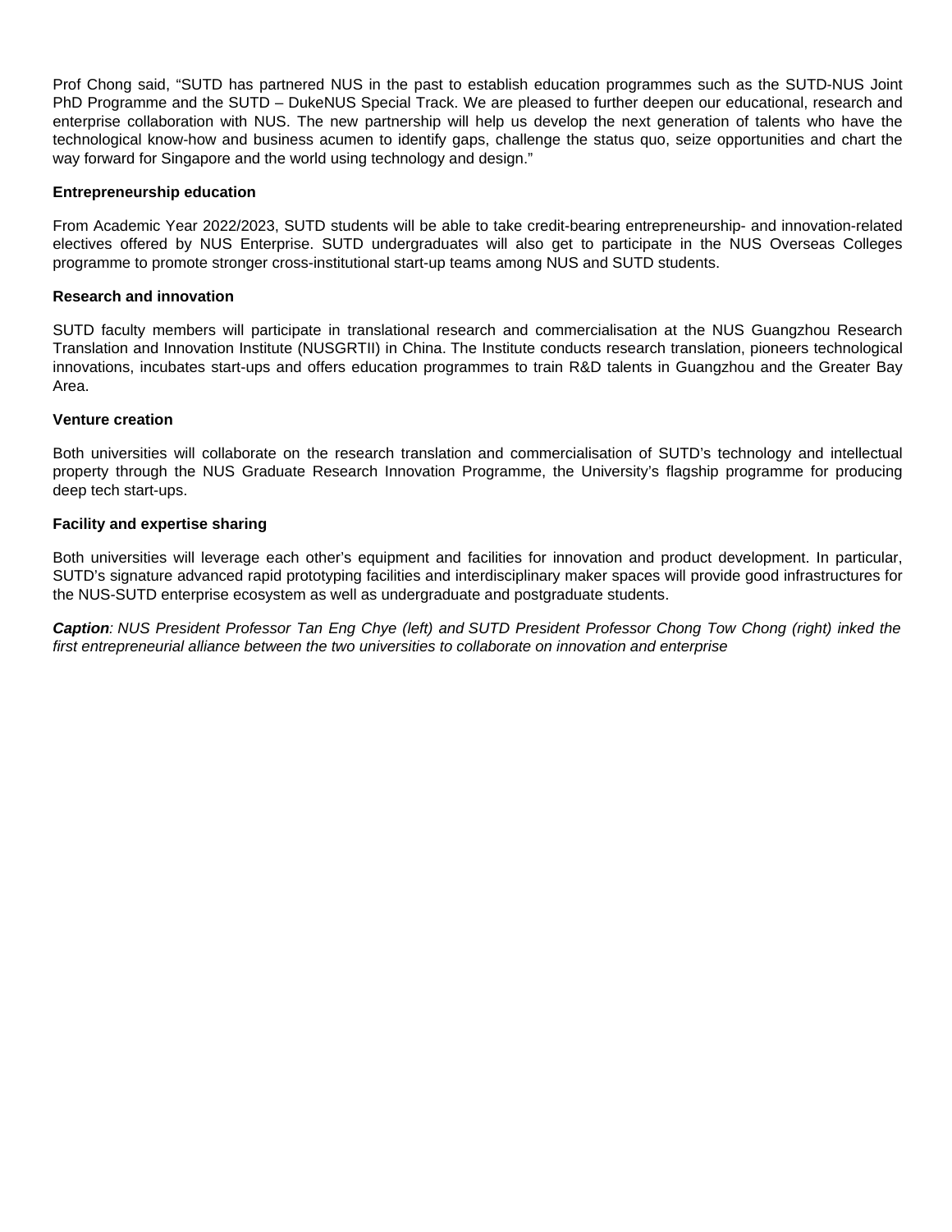Prof Chong said, “SUTD has partnered NUS in the past to establish education programmes such as the SUTD-NUS Joint PhD Programme and the SUTD – DukeNUS Special Track. We are pleased to further deepen our educational, research and enterprise collaboration with NUS. The new partnership will help us develop the next generation of talents who have the technological know-how and business acumen to identify gaps, challenge the status quo, seize opportunities and chart the way forward for Singapore and the world using technology and design.”

**Entrepreneurship education**

From Academic Year 2022/2023, SUTD students will be able to take credit-bearing entrepreneurship- and innovation-related electives offered by NUS Enterprise. SUTD undergraduates will also get to participate in the NUS Overseas Colleges programme to promote stronger cross-institutional start-up teams among NUS and SUTD students.

**Research and innovation**

SUTD faculty members will participate in translational research and commercialisation at the NUS Guangzhou Research Translation and Innovation Institute (NUSGRTII) in China. The Institute conducts research translation, pioneers technological innovations, incubates start-ups and offers education programmes to train R&D talents in Guangzhou and the Greater Bay Area.

**Venture creation**

Both universities will collaborate on the research translation and commercialisation of SUTD’s technology and intellectual property through the NUS Graduate Research Innovation Programme, the University’s flagship programme for producing deep tech start-ups.

**Facility and expertise sharing**

Both universities will leverage each other’s equipment and facilities for innovation and product development. In particular, SUTD’s signature advanced rapid prototyping facilities and interdisciplinary maker spaces will provide good infrastructures for the NUS-SUTD enterprise ecosystem as well as undergraduate and postgraduate students.

***Caption**: NUS President Professor Tan Eng Chye (left) and SUTD President Professor Chong Tow Chong (right) inked the first entrepreneurial alliance between the two universities to collaborate on innovation and enterprise*